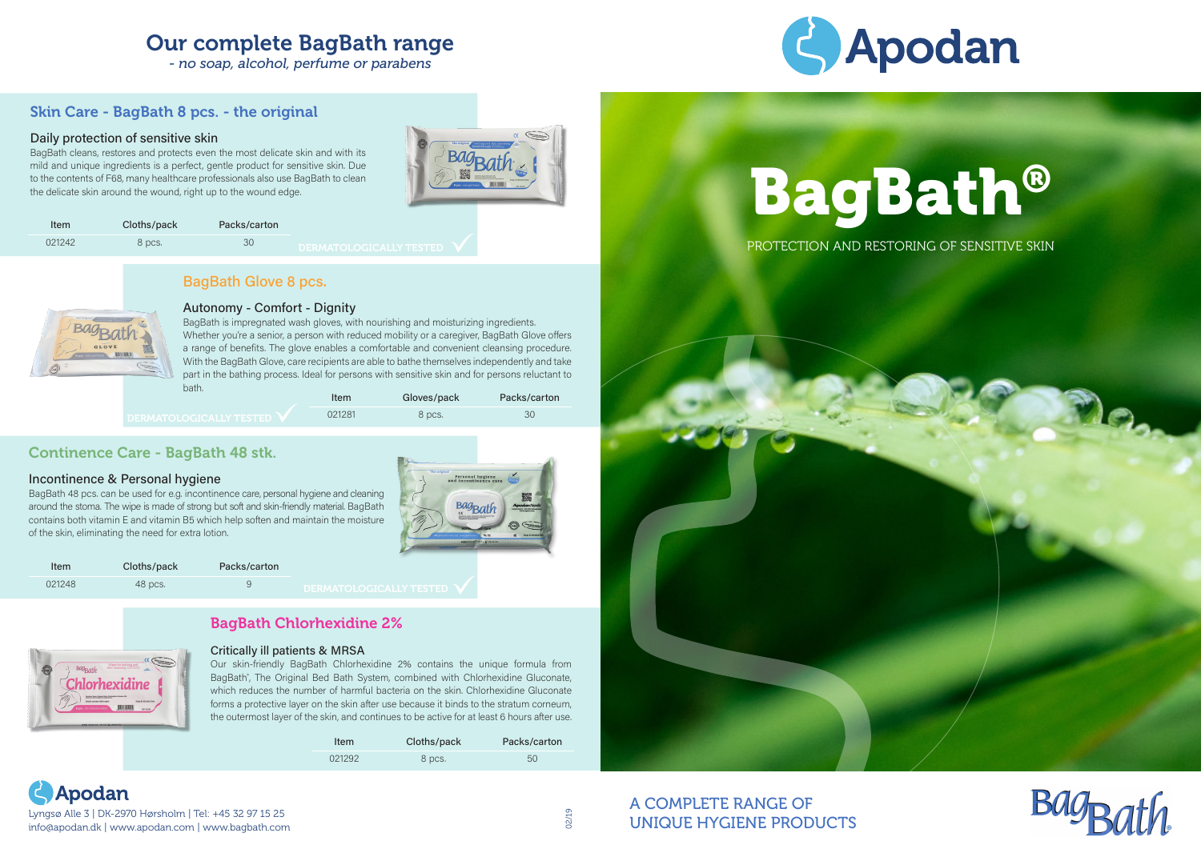# Our complete BagBath range

*- no soap, alcohol, perfume or parabens*

## Skin Care - BagBath 8 pcs. - the original

### Daily protection of sensitive skin

BagBath cleans, restores and protects even the most delicate skin and with its mild and unique ingredients is a perfect, gentle product for sensitive skin. Due to the contents of F68, many healthcare professionals also use BagBath to clean the delicate skin around the wound, right up to the wound edge.

| Item | Cloths/pack | Packs/carton |
|---|---|---|
| 021242 | 8 pcs. | 30 |

DERMATOLOGICALLY TESTED

## BagBath Glove 8 pcs.

### Autonomy - Comfort - Dignity

BagBath is impregnated wash gloves, with nourishing and moisturizing ingredients. Whether you're a senior, a person with reduced mobility or a caregiver, BagBath Glove offers a range of benefits. The glove enables a comfortable and convenient cleansing procedure. With the BagBath Glove, care recipients are able to bathe themselves independently and take part in the bathing process. Ideal for persons with sensitive skin and for persons reluctant to bath.

| Item | Gloves/pack | Packs/carton |
|---|---|---|
| 021281 | 8 pcs. | 30 |

DERMATOLOGICALLY TESTED

## Continence Care - BagBath 48 stk.

### Incontinence & Personal hygiene

BagBath 48 pcs. can be used for e.g. incontinence care, personal hygiene and cleaning around the stoma. The wipe is made of strong but soft and skin-friendly material. BagBath contains both vitamin E and vitamin B5 which help soften and maintain the moisture of the skin, eliminating the need for extra lotion.

| Item | Cloths/pack | Packs/carton |
|---|---|---|
| 021248 | 48 pcs. | 9 |

DERMATOLOGICALLY TESTED

## BagBath Chlorhexidine 2%

### Critically ill patients & MRSA

Our skin-friendly BagBath Chlorhexidine 2% contains the unique formula from BagBath®, The Original Bed Bath System, combined with Chlorhexidine Gluconate, which reduces the number of harmful bacteria on the skin. Chlorhexidine Gluconate forms a protective layer on the skin after use because it binds to the stratum corneum, the outermost layer of the skin, and continues to be active for at least 6 hours after use.

| Item | Cloths/pack | Packs/carton |
|---|---|---|
| 021292 | 8 pcs. | 50 |

**Apodan**

Lyngsø Alle 3 | DK-2970 Hørsholm | Tel: +45 32 97 15 25
info@apodan.dk | www.apodan.com | www.bagbath.com

02/19

# Apodan

# BagBath®

PROTECTION AND RESTORING OF SENSITIVE SKIN

A COMPLETE RANGE OF UNIQUE HYGIENE PRODUCTS

BagBath®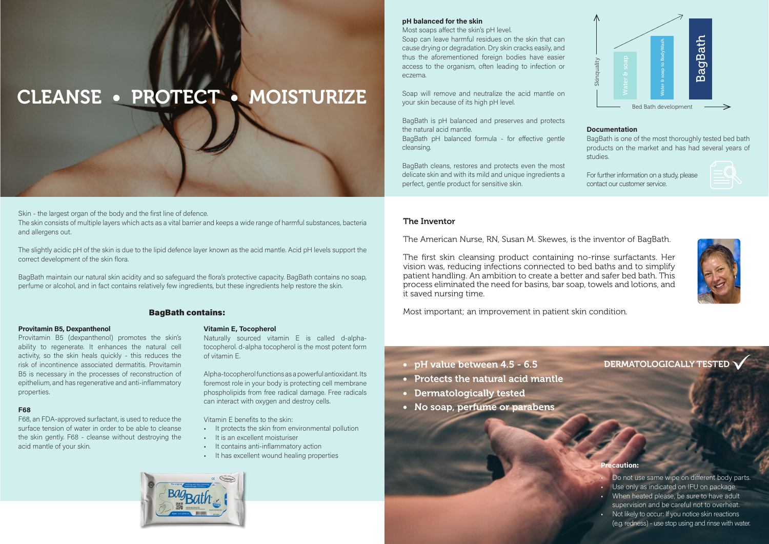# CLEANSE • PROTECT • MOISTURIZE

Skin - the largest organ of the body and the first line of defence.
The skin consists of multiple layers which acts as a vital barrier and keeps a wide range of harmful substances, bacteria and allergens out.

The slightly acidic pH of the skin is due to the lipid defence layer known as the acid mantle. Acid pH levels support the correct development of the skin flora.

BagBath maintain our natural skin acidity and so safeguard the flora's protective capacity. BagBath contains no soap, perfume or alcohol, and in fact contains relatively few ingredients, but these ingredients help restore the skin.

## BagBath contains:

**Provitamin B5, Dexpanthenol**
Provitamin B5 (dexpanthenol) promotes the skin's ability to regenerate. It enhances the natural cell activity, so the skin heals quickly - this reduces the risk of incontinence associated dermatitis. Provitamin B5 is necessary in the processes of reconstruction of epithelium, and has regenerative and anti-inflammatory properties.

**F68**
F68, an FDA-approved surfactant, is used to reduce the surface tension of water in order to be able to cleanse the skin gently. F68 - cleanse without destroying the acid mantle of your skin.

**Vitamin E, Tocopherol**
Naturally sourced vitamin E is called d-alpha-tocopherol. d-alpha tocopherol is the most potent form of vitamin E.

Alpha-tocopherol functions as a powerful antioxidant. Its foremost role in your body is protecting cell membrane phospholipids from free radical damage. Free radicals can interact with oxygen and destroy cells.

Vitamin E benefits to the skin:

- It protects the skin from environmental pollution
- It is an excellent moisturiser
- It contains anti-inflammatory action
- It has excellent wound healing properties

**pH balanced for the skin**
Most soaps affect the skin's pH level.
Soap can leave harmful residues on the skin that can cause drying or degradation. Dry skin cracks easily, and thus the aforementioned foreign bodies have easier access to the organism, often leading to infection or eczema.

Soap will remove and neutralize the acid mantle on your skin because of its high pH level.

BagBath is pH balanced and preserves and protects the natural acid mantle.
BagBath pH balanced formula - for effective gentle cleansing.

BagBath cleans, restores and protects even the most delicate skin and with its mild and unique ingredients a perfect, gentle product for sensitive skin.

Skinquality
Water & soap
Water & soap to BodyWash
BagBath
Bed Bath development

**Documentation**
BagBath is one of the most thoroughly tested bed bath products on the market and has had several years of studies.

For further information on a study, please contact our customer service.

### The Inventor

The American Nurse, RN, Susan M. Skewes, is the inventor of BagBath.

The first skin cleansing product containing no-rinse surfactants. Her vision was, reducing infections connected to bed baths and to simplify patient handling. An ambition to create a better and safer bed bath. This process eliminated the need for basins, bar soap, towels and lotions, and it saved nursing time.

Most important; an improvement in patient skin condition.

- **pH value between 4.5 - 6.5**
- **Protects the natural acid mantle**
- **Dermatologically tested**
- **No soap, perfume or parabens**

**DERMATOLOGICALLY TESTED ✓**

**Precaution:**

- Do not use same wipe on different body parts.
- Use only as indicated on IFU on package.
- When heated please, be sure to have adult supervision and be careful not to overheat.
- Not likely to occur: If you notice skin reactions (e.g. redness) - use stop using and rinse with water.